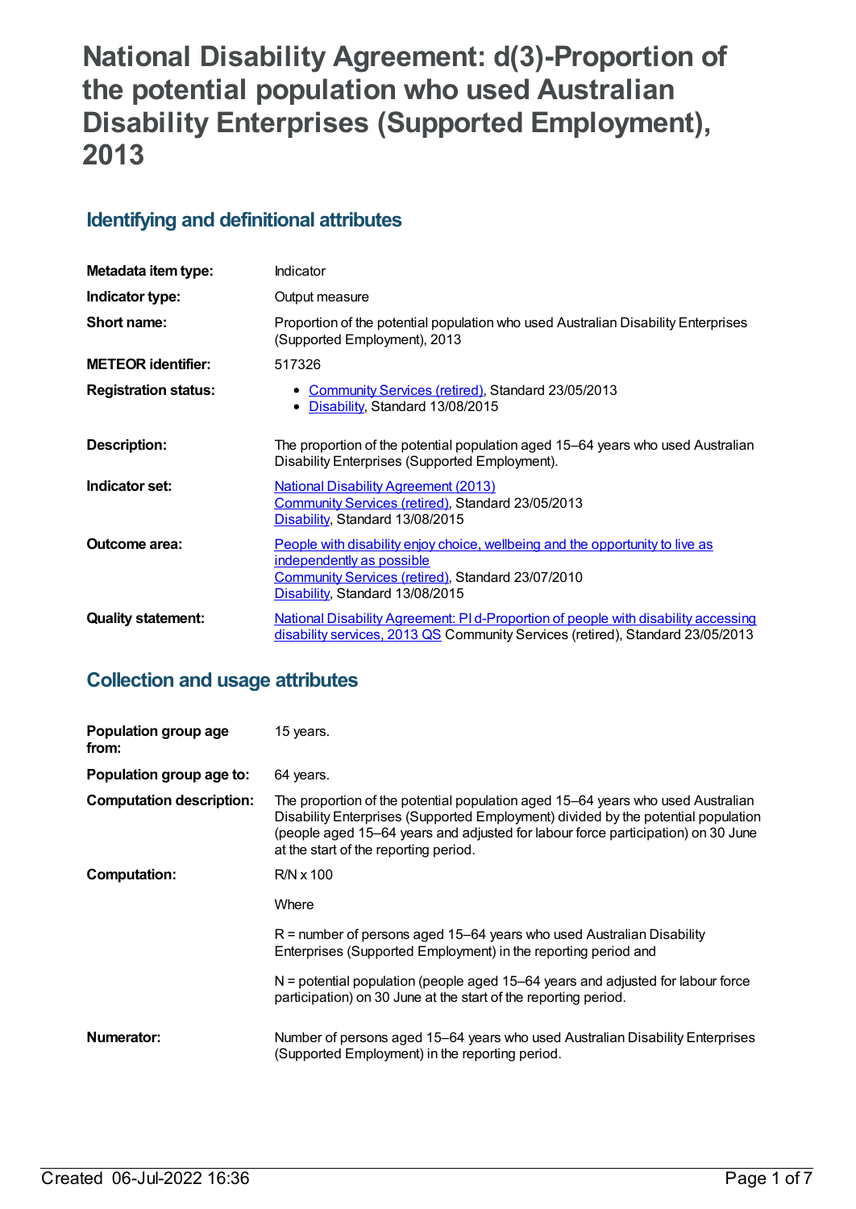# National Disability Agreement: d(3)-Proportion of the potential population who used Australian Disability Enterprises (Supported Employment), 2013

## Identifying and definitional attributes

| | |
|---|---|
| **Metadata item type:** | Indicator |
| **Indicator type:** | Output measure |
| **Short name:** | Proportion of the potential population who used Australian Disability Enterprises (Supported Employment), 2013 |
| **METEOR identifier:** | 517326 |
| **Registration status:** | • Community Services (retired), Standard 23/05/2013<br>• Disability, Standard 13/08/2015 |
| **Description:** | The proportion of the potential population aged 15–64 years who used Australian Disability Enterprises (Supported Employment). |
| **Indicator set:** | National Disability Agreement (2013)<br>Community Services (retired), Standard 23/05/2013<br>Disability, Standard 13/08/2015 |
| **Outcome area:** | People with disability enjoy choice, wellbeing and the opportunity to live as independently as possible<br>Community Services (retired), Standard 23/07/2010<br>Disability, Standard 13/08/2015 |
| **Quality statement:** | National Disability Agreement: PI d-Proportion of people with disability accessing disability services, 2013 QS Community Services (retired), Standard 23/05/2013 |

## Collection and usage attributes

| | |
|---|---|
| **Population group age from:** | 15 years. |
| **Population group age to:** | 64 years. |
| **Computation description:** | The proportion of the potential population aged 15–64 years who used Australian Disability Enterprises (Supported Employment) divided by the potential population (people aged 15–64 years and adjusted for labour force participation) on 30 June at the start of the reporting period. |
| **Computation:** | R/N x 100<br><br>Where<br><br>R = number of persons aged 15–64 years who used Australian Disability Enterprises (Supported Employment) in the reporting period and<br><br>N = potential population (people aged 15–64 years and adjusted for labour force participation) on 30 June at the start of the reporting period. |
| **Numerator:** | Number of persons aged 15–64 years who used Australian Disability Enterprises (Supported Employment) in the reporting period. |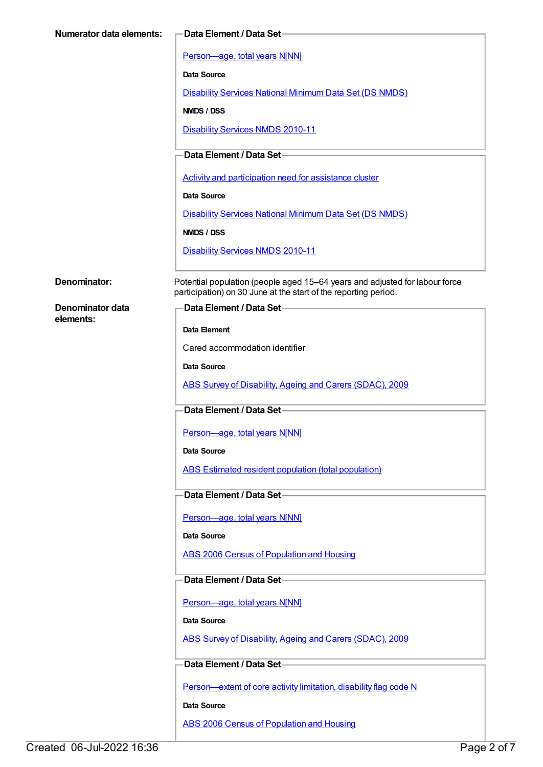**Numerator data elements:**

**Data Element / Data Set**

Person—age, total years N[NN]

**Data Source**

Disability Services National Minimum Data Set (DS NMDS)

**NMDS / DSS**

Disability Services NMDS 2010-11

**Data Element / Data Set**

Activity and participation need for assistance cluster

**Data Source**

Disability Services National Minimum Data Set (DS NMDS)

**NMDS / DSS**

Disability Services NMDS 2010-11

**Denominator:**

Potential population (people aged 15–64 years and adjusted for labour force participation) on 30 June at the start of the reporting period.

**Denominator data elements:**

**Data Element / Data Set**

**Data Element**

Cared accommodation identifier

**Data Source**

ABS Survey of Disability, Ageing and Carers (SDAC), 2009

**Data Element / Data Set**

Person—age, total years N[NN]

**Data Source**

ABS Estimated resident population (total population)

**Data Element / Data Set**

Person—age, total years N[NN]

**Data Source**

ABS 2006 Census of Population and Housing

**Data Element / Data Set**

Person—age, total years N[NN]

**Data Source**

ABS Survey of Disability, Ageing and Carers (SDAC), 2009

**Data Element / Data Set**

Person—extent of core activity limitation, disability flag code N

**Data Source**

ABS 2006 Census of Population and Housing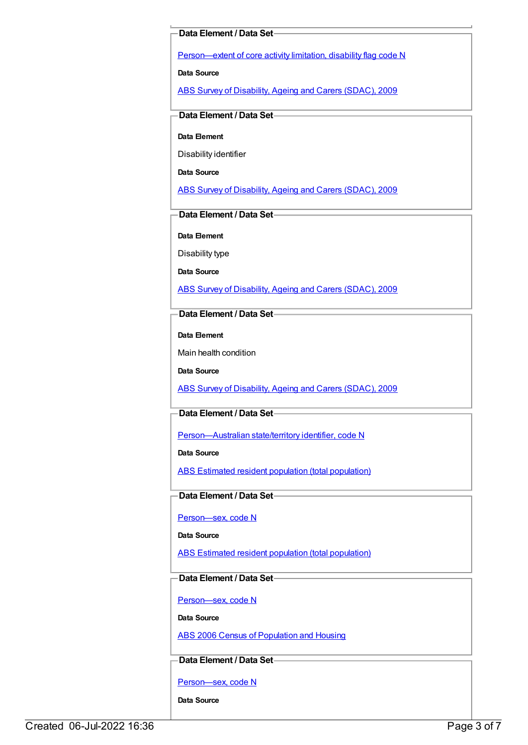**Data Element / Data Set**

Person—extent of core activity limitation, disability flag code N

**Data Source**

ABS Survey of Disability, Ageing and Carers (SDAC), 2009

**Data Element / Data Set**

**Data Element**

Disability identifier

**Data Source**

ABS Survey of Disability, Ageing and Carers (SDAC), 2009

**Data Element / Data Set**

**Data Element**

Disability type

**Data Source**

ABS Survey of Disability, Ageing and Carers (SDAC), 2009

**Data Element / Data Set**

**Data Element**

Main health condition

**Data Source**

ABS Survey of Disability, Ageing and Carers (SDAC), 2009

**Data Element / Data Set**

Person—Australian state/territory identifier, code N

**Data Source**

ABS Estimated resident population (total population)

**Data Element / Data Set**

Person—sex, code N

**Data Source**

ABS Estimated resident population (total population)

**Data Element / Data Set**

Person—sex, code N

**Data Source**

ABS 2006 Census of Population and Housing

**Data Element / Data Set**

Person—sex, code N

**Data Source**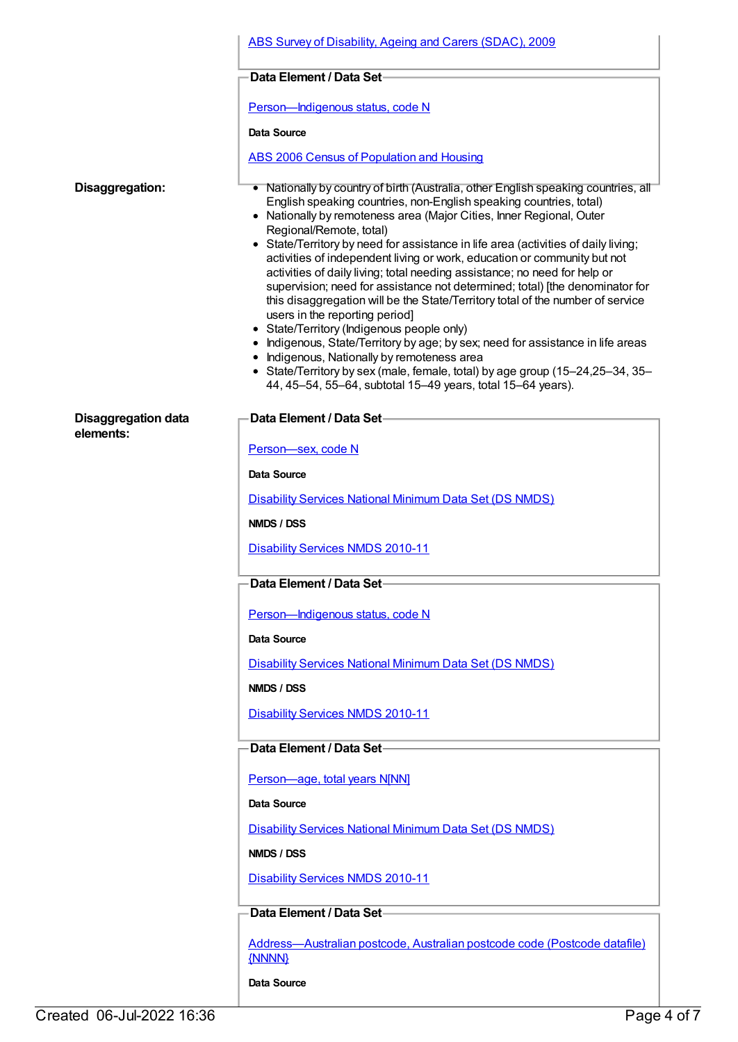[ABS Survey of Disability, Ageing and Carers (SDAC), 2009](#)

**Data Element / Data Set**

[Person—Indigenous status, code N](#)

**Data Source**

[ABS 2006 Census of Population and Housing](#)

**Disaggregation:**

- Nationally by country of birth (Australia, other English speaking countries, all English speaking countries, non-English speaking countries, total)
- Nationally by remoteness area (Major Cities, Inner Regional, Outer Regional/Remote, total)
- State/Territory by need for assistance in life area (activities of daily living; activities of independent living or work, education or community but not activities of daily living; total needing assistance; no need for help or supervision; need for assistance not determined; total) [the denominator for this disaggregation will be the State/Territory total of the number of service users in the reporting period]
- State/Territory (Indigenous people only)
- Indigenous, State/Territory by age; by sex; need for assistance in life areas
- Indigenous, Nationally by remoteness area
- State/Territory by sex (male, female, total) by age group (15–24,25–34, 35–44, 45–54, 55–64, subtotal 15–49 years, total 15–64 years).

**Disaggregation data elements:**

**Data Element / Data Set**

[Person—sex, code N](#)

**Data Source**

[Disability Services National Minimum Data Set (DS NMDS)](#)

**NMDS / DSS**

[Disability Services NMDS 2010-11](#)

**Data Element / Data Set**

[Person—Indigenous status, code N](#)

**Data Source**

[Disability Services National Minimum Data Set (DS NMDS)](#)

**NMDS / DSS**

[Disability Services NMDS 2010-11](#)

**Data Element / Data Set**

[Person—age, total years N[NN]](#)

**Data Source**

[Disability Services National Minimum Data Set (DS NMDS)](#)

**NMDS / DSS**

[Disability Services NMDS 2010-11](#)

**Data Element / Data Set**

[Address—Australian postcode, Australian postcode code (Postcode datafile) {NNNN}](#)

**Data Source**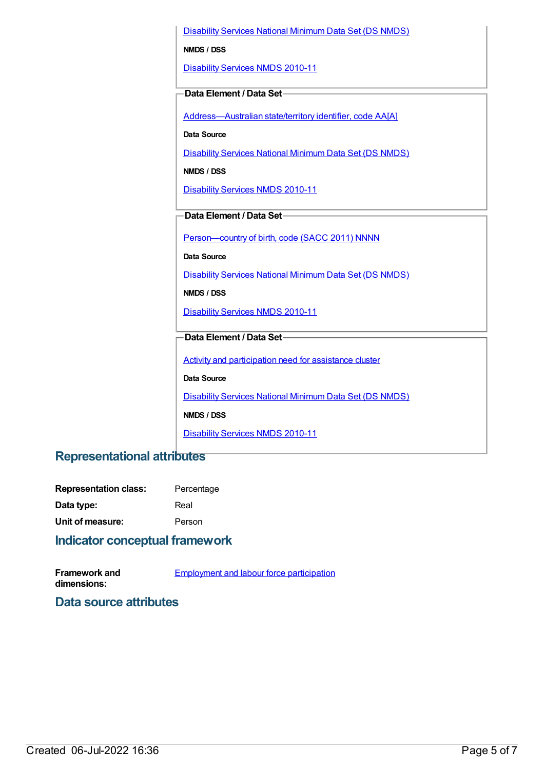Disability Services National Minimum Data Set (DS NMDS)

**NMDS / DSS**

Disability Services NMDS 2010-11

**Data Element / Data Set**

Address—Australian state/territory identifier, code AA[A]

**Data Source**

Disability Services National Minimum Data Set (DS NMDS)

**NMDS / DSS**

Disability Services NMDS 2010-11

**Data Element / Data Set**

Person—country of birth, code (SACC 2011) NNNN

**Data Source**

Disability Services National Minimum Data Set (DS NMDS)

**NMDS / DSS**

Disability Services NMDS 2010-11

**Data Element / Data Set**

Activity and participation need for assistance cluster

**Data Source**

Disability Services National Minimum Data Set (DS NMDS)

**NMDS / DSS**

Disability Services NMDS 2010-11

## Representational attributes

**Representation class:** Percentage

**Data type:** Real

**Unit of measure:** Person

## Indicator conceptual framework

**Framework and dimensions:** Employment and labour force participation

## Data source attributes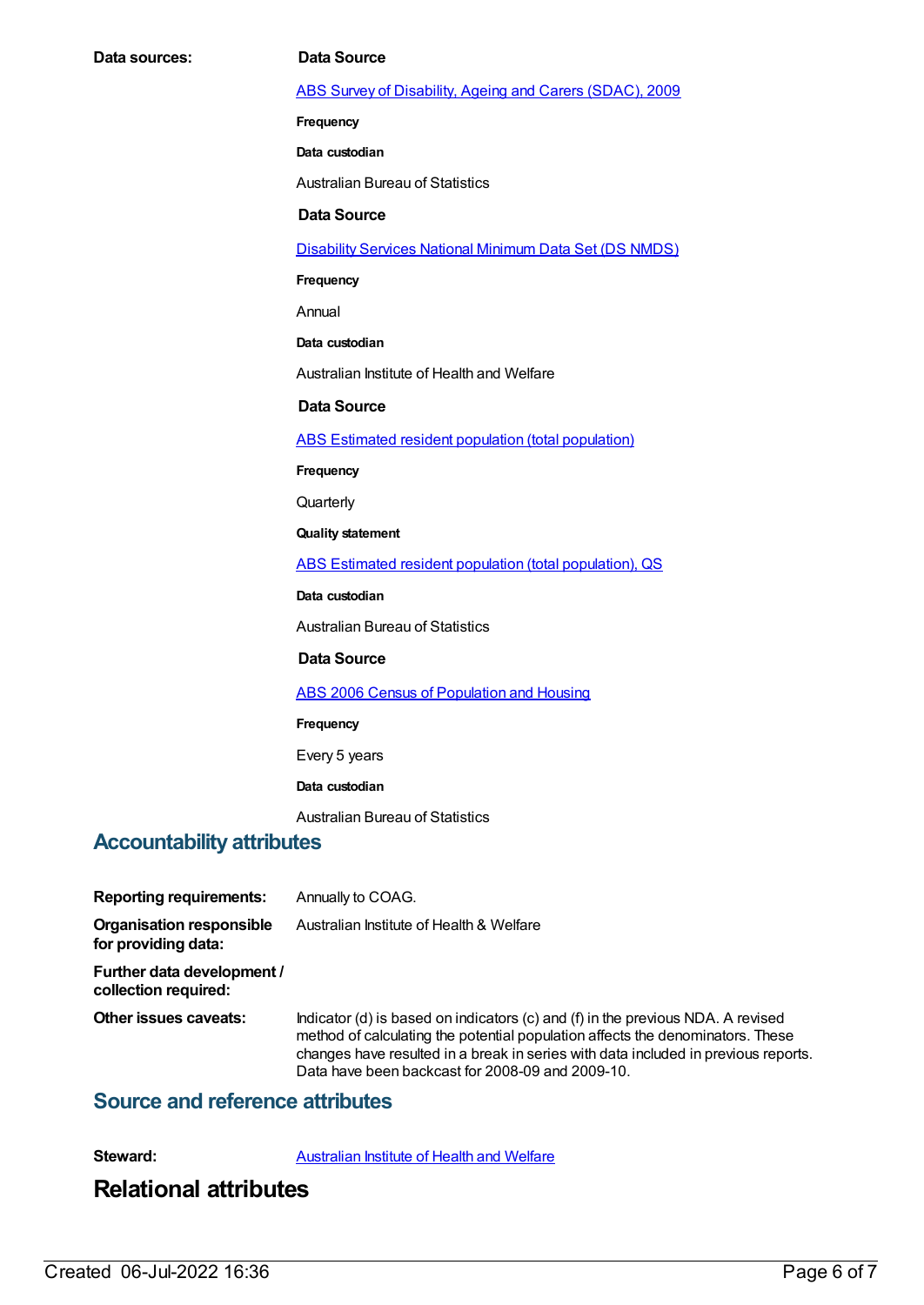**Data sources:**

**Data Source**

[ABS Survey of Disability, Ageing and Carers (SDAC), 2009]

**Frequency**

**Data custodian**

Australian Bureau of Statistics

**Data Source**

[Disability Services National Minimum Data Set (DS NMDS)]

**Frequency**

Annual

**Data custodian**

Australian Institute of Health and Welfare

**Data Source**

[ABS Estimated resident population (total population)]

**Frequency**

Quarterly

**Quality statement**

[ABS Estimated resident population (total population), QS]

**Data custodian**

Australian Bureau of Statistics

**Data Source**

[ABS 2006 Census of Population and Housing]

**Frequency**

Every 5 years

**Data custodian**

Australian Bureau of Statistics

## Accountability attributes

**Reporting requirements:** Annually to COAG.

**Organisation responsible for providing data:** Australian Institute of Health & Welfare

**Further data development / collection required:**

**Other issues caveats:** Indicator (d) is based on indicators (c) and (f) in the previous NDA. A revised method of calculating the potential population affects the denominators. These changes have resulted in a break in series with data included in previous reports. Data have been backcast for 2008-09 and 2009-10.

## Source and reference attributes

**Steward:** [Australian Institute of Health and Welfare]

# Relational attributes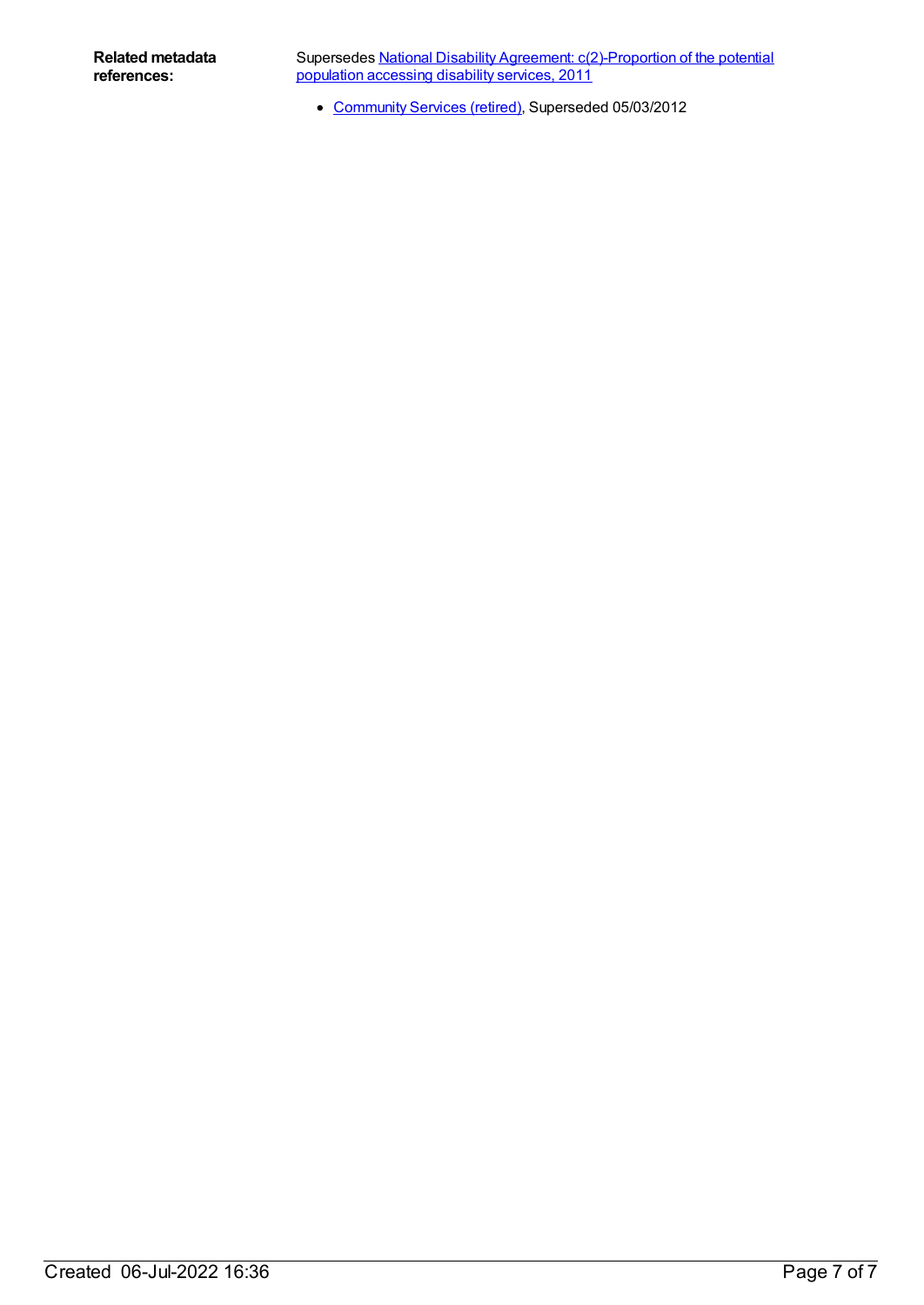**Related metadata references:**

Supersedes National Disability Agreement: c(2)-Proportion of the potential population accessing disability services, 2011

- Community Services (retired), Superseded 05/03/2012